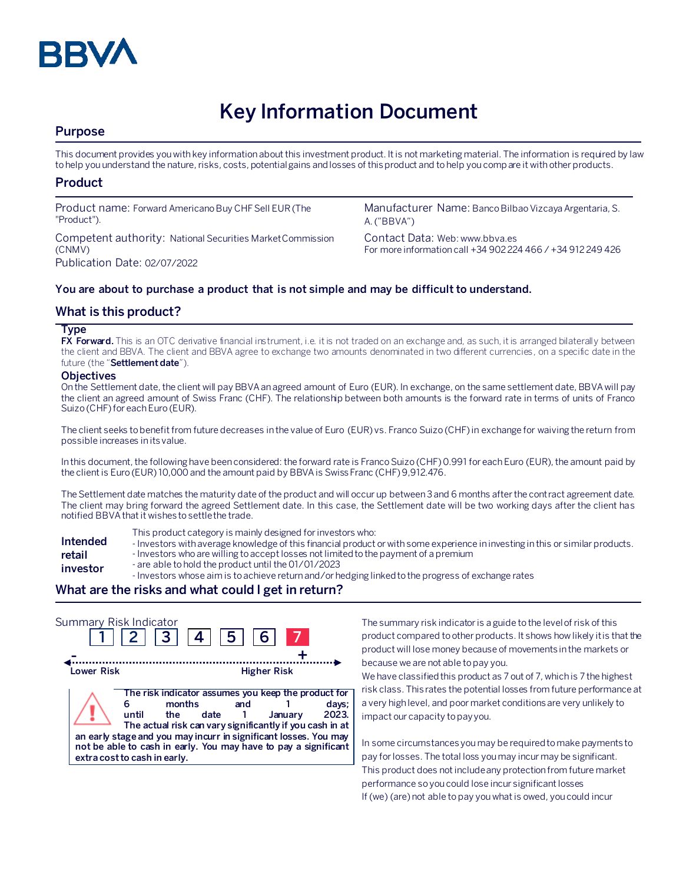BBVA

# Key Information Document

## Purpose

This document provides you with key information about this investment product. It is not marketing material. The information is required by law to help you understand the nature, risks, costs, potential gains and losses of this product and to help you compare it with other products.

## Product

Product name: Forward Americano Buy CHF Sell EUR (The "Product").

Competent authority: National Securities Market Commission (CNMV)

Publication Date: 02/07/2022

Manufacturer Name: Banco Bilbao Vizcaya Argentaria, S. A. ("BBVA")

Contact Data: Web: www.bbva.es
For more information call +34 902 224 466 / +34 912 249 426

**You are about to purchase a product that is not simple and may be difficult to understand.**

## What is this product?

### Type

**FX Forward.** This is an OTC derivative financial instrument, i.e. it is not traded on an exchange and, as such, it is arranged bilaterally between the client and BBVA. The client and BBVA agree to exchange two amounts denominated in two different currencies, on a specific date in the future (the "**Settlement date**").

### Objectives

On the Settlement date, the client will pay BBVA an agreed amount of Euro (EUR). In exchange, on the same settlement date, BBVA will pay the client an agreed amount of Swiss Franc (CHF). The relationship between both amounts is the forward rate in terms of units of Franco Suizo (CHF) for each Euro (EUR).

The client seeks to benefit from future decreases in the value of Euro (EUR) vs. Franco Suizo (CHF) in exchange for waiving the return from possible increases in its value.

In this document, the following have been considered: the forward rate is Franco Suizo (CHF) 0.991 for each Euro (EUR), the amount paid by the client is Euro (EUR) 10,000 and the amount paid by BBVA is Swiss Franc (CHF) 9,912.476.

The Settlement date matches the maturity date of the product and will occur up between 3 and 6 months after the contract agreement date. The client may bring forward the agreed Settlement date. In this case, the Settlement date will be two working days after the client has notified BBVA that it wishes to settle the trade.

**Intended retail investor**

This product category is mainly designed for investors who:
- Investors with average knowledge of this financial product or with some experience in investing in this or similar products.
- Investors who are willing to accept losses not limited to the payment of a premium
- are able to hold the product until the 01/01/2023
- Investors whose aim is to achieve return and/or hedging linked to the progress of exchange rates

## What are the risks and what could I get in return?

Summary Risk Indicator

1 2 3 4 5 6 **7**

Lower Risk — Higher Risk

**The risk indicator assumes you keep the product for 6 months and 1 days; until the date 1 January 2023. The actual risk can vary significantly if you cash in at an early stage and you may incurr in significant losses. You may not be able to cash in early. You may have to pay a significant extra cost to cash in early.**

The summary risk indicator is a guide to the level of risk of this product compared to other products. It shows how likely it is that the product will lose money because of movements in the markets or because we are not able to pay you.

We have classified this product as 7 out of 7, which is 7 the highest risk class. This rates the potential losses from future performance at a very high level, and poor market conditions are very unlikely to impact our capacity to pay you.

In some circumstances you may be required to make payments to pay for losses. The total loss you may incur may be significant. This product does not include any protection from future market performance so you could lose incur significant losses

If (we) (are) not able to pay you what is owed, you could incur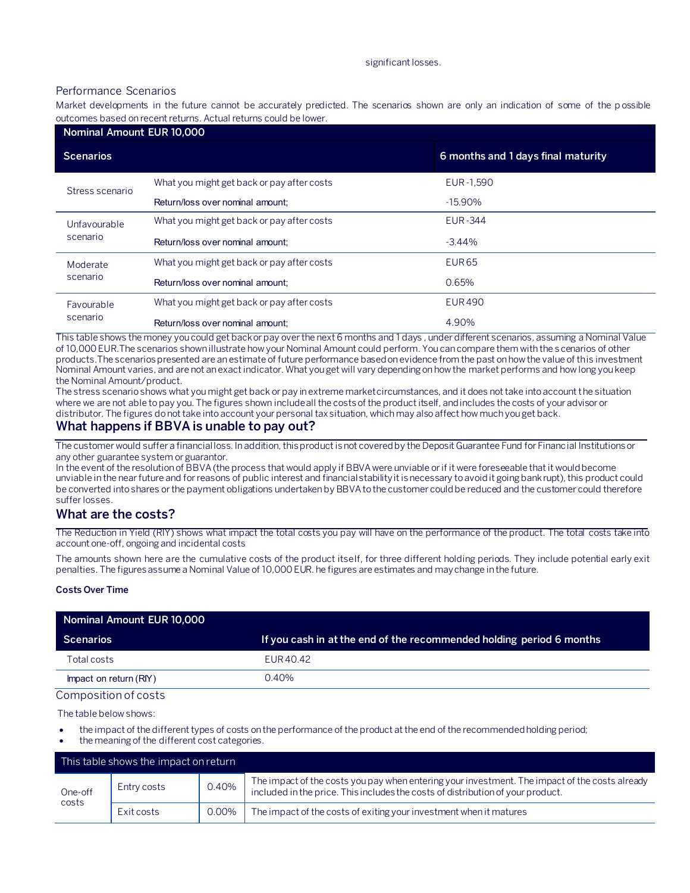significant losses.

### Performance Scenarios

Market developments in the future cannot be accurately predicted. The scenarios shown are only an indication of some of the possible outcomes based on recent returns. Actual returns could be lower.

| Nominal Amount EUR 10,000 | | |
|---|---|---|
| **Scenarios** | | **6 months and 1 days final maturity** |
| Stress scenario | What you might get back or pay after costs | EUR -1,590 |
| | Return/loss over nominal amount; | -15.90% |
| Unfavourable scenario | What you might get back or pay after costs | EUR -344 |
| | Return/loss over nominal amount; | -3.44% |
| Moderate scenario | What you might get back or pay after costs | EUR 65 |
| | Return/loss over nominal amount; | 0.65% |
| Favourable scenario | What you might get back or pay after costs | EUR 490 |
| | Return/loss over nominal amount; | 4.90% |

This table shows the money you could get back or pay over the next 6 months and 1 days , under different scenarios, assuming a Nominal Value of 10,000 EUR.The scenarios shown illustrate how your Nominal Amount could perform. You can compare them with the scenarios of other products.The scenarios presented are an estimate of future performance based on evidence from the past on how the value of this investment Nominal Amount varies, and are not an exact indicator. What you get will vary depending on how the market performs and how long you keep the Nominal Amount/product.

The stress scenario shows what you might get back or pay in extreme market circumstances, and it does not take into account the situation where we are not able to pay you. The figures shown include all the costs of the product itself, and includes the costs of your advisor or distributor. The figures do not take into account your personal tax situation, which may also affect how much you get back.

## What happens if BBVA is unable to pay out?

The customer would suffer a financial loss. In addition, this product is not covered by the Deposit Guarantee Fund for Financial Institutions or any other guarantee system or guarantor.

In the event of the resolution of BBVA (the process that would apply if BBVA were unviable or if it were foreseeable that it would become unviable in the near future and for reasons of public interest and financial stability it is necessary to avoid it going bankrupt), this product could be converted into shares or the payment obligations undertaken by BBVA to the customer could be reduced and the customer could therefore suffer losses.

## What are the costs?

The Reduction in Yield (RIY) shows what impact the total costs you pay will have on the performance of the product. The total costs take into account one-off, ongoing and incidental costs

The amounts shown here are the cumulative costs of the product itself, for three different holding periods. They include potential early exit penalties. The figures assume a Nominal Value of 10,000 EUR. he figures are estimates and may change in the future.

**Costs Over Time**

| Nominal Amount EUR 10,000 | |
|---|---|
| **Scenarios** | **If you cash in at the end of the recommended holding period 6 months** |
| Total costs | EUR 40.42 |
| Impact on return (RIY) | 0.40% |

### Composition of costs

The table below shows:

- the impact of the different types of costs on the performance of the product at the end of the recommended holding period;
- the meaning of the different cost categories.

| This table shows the impact on return | | | |
|---|---|---|---|
| One-off costs | Entry costs | 0.40% | The impact of the costs you pay when entering your investment. The impact of the costs already included in the price. This includes the costs of distribution of your product. |
| | Exit costs | 0.00% | The impact of the costs of exiting your investment when it matures |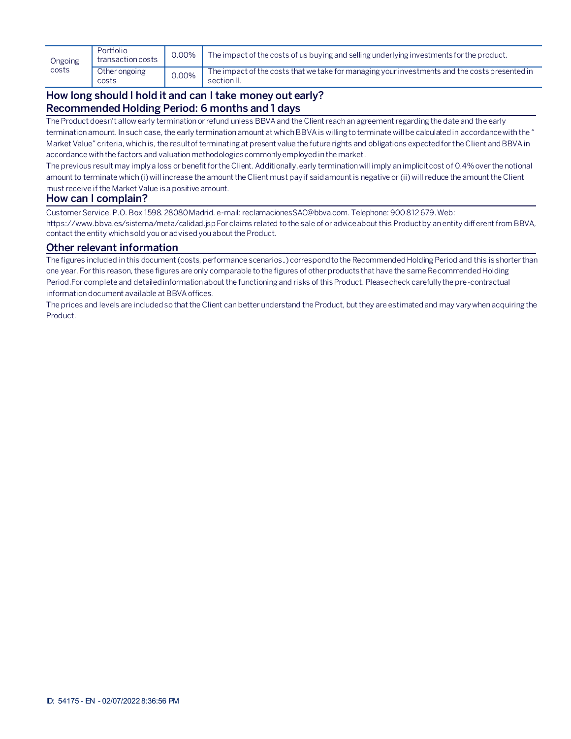| | | | |
|---|---|---|---|
| Ongoing costs | Portfolio transaction costs | 0.00% | The impact of the costs of us buying and selling underlying investments for the product. |
| | Other ongoing costs | 0.00% | The impact of the costs that we take for managing your investments and the costs presented in section II. |

## How long should I hold it and can I take money out early?

## Recommended Holding Period: 6 months and 1 days

The Product doesn't allow early termination or refund unless BBVA and the Client reach an agreement regarding the date and the early termination amount. In such case, the early termination amount at which BBVA is willing to terminate will be calculated in accordance with the " Market Value" criteria, which is, the result of terminating at present value the future rights and obligations expected for the Client and BBVA in accordance with the factors and valuation methodologies commonly employed in the market.

The previous result may imply a loss or benefit for the Client. Additionally, early termination will imply an implicit cost of 0.4% over the notional amount to terminate which (i) will increase the amount the Client must pay if said amount is negative or (ii) will reduce the amount the Client must receive if the Market Value is a positive amount.

## How can I complain?

Customer Service. P.O. Box 1598. 28080 Madrid. e-mail: reclamacionesSAC@bbva.com. Telephone: 900 812 679. Web: https://www.bbva.es/sistema/meta/calidad.jsp For claims related to the sale of or advice about this Product by an entity different from BBVA, contact the entity which sold you or advised you about the Product.

## Other relevant information

The figures included in this document (costs, performance scenarios..) correspond to the Recommended Holding Period and this is shorter than one year. For this reason, these figures are only comparable to the figures of other products that have the same Recommended Holding Period.For complete and detailed information about the functioning and risks of this Product. Please check carefully the pre-contractual information document available at BBVA offices.

The prices and levels are included so that the Client can better understand the Product, but they are estimated and may vary when acquiring the Product.

ID: 54175 - EN - 02/07/2022 8:36:56 PM